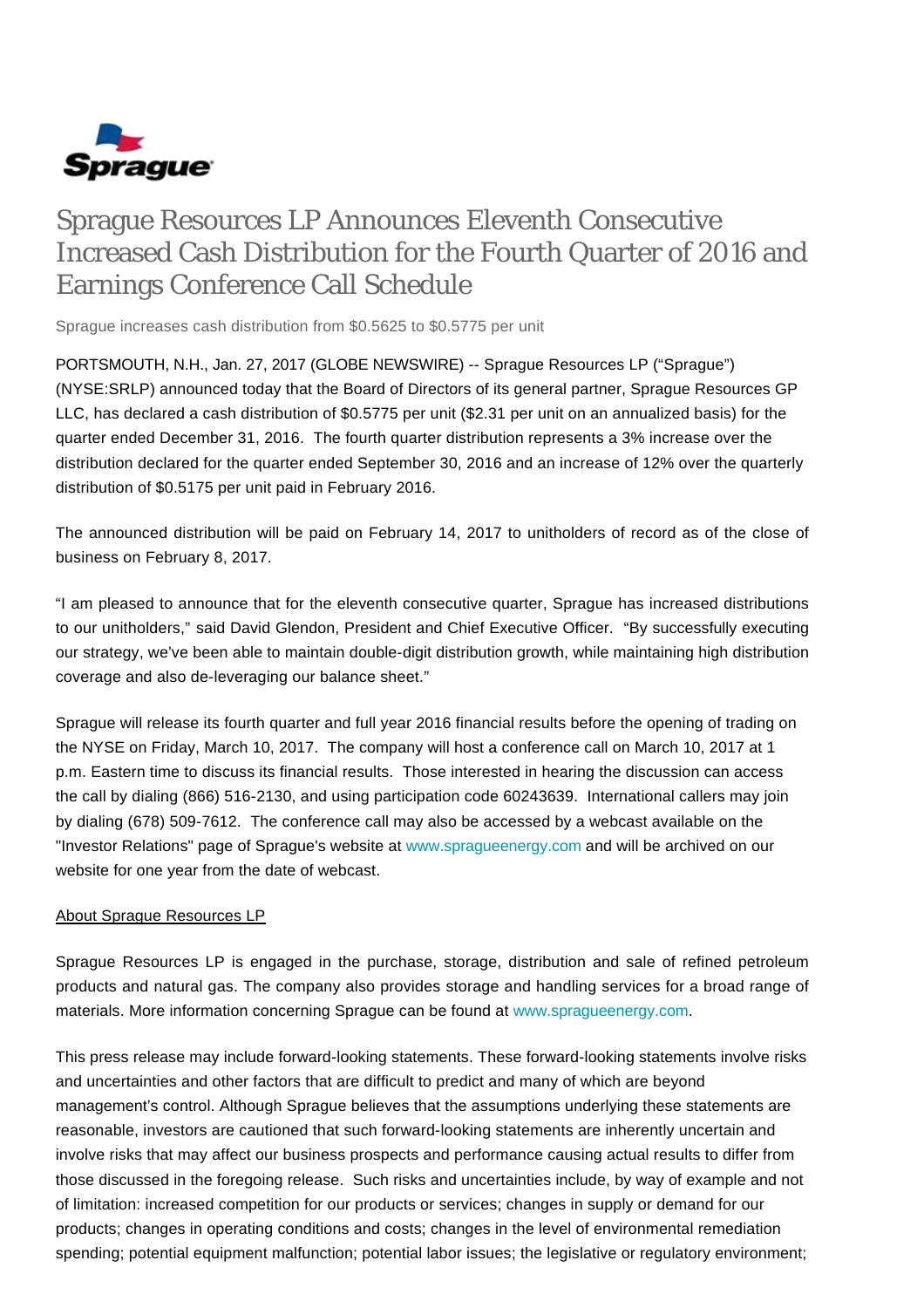Sprague

# Sprague Resources LP Announces Eleventh Consecutive Increased Cash Distribution for the Fourth Quarter of 2016 and Earnings Conference Call Schedule

Sprague increases cash distribution from $0.5625 to $0.5775 per unit

PORTSMOUTH, N.H., Jan. 27, 2017 (GLOBE NEWSWIRE) -- Sprague Resources LP ("Sprague") (NYSE:SRLP) announced today that the Board of Directors of its general partner, Sprague Resources GP LLC, has declared a cash distribution of $0.5775 per unit ($2.31 per unit on an annualized basis) for the quarter ended December 31, 2016. The fourth quarter distribution represents a 3% increase over the distribution declared for the quarter ended September 30, 2016 and an increase of 12% over the quarterly distribution of $0.5175 per unit paid in February 2016.

The announced distribution will be paid on February 14, 2017 to unitholders of record as of the close of business on February 8, 2017.

"I am pleased to announce that for the eleventh consecutive quarter, Sprague has increased distributions to our unitholders," said David Glendon, President and Chief Executive Officer. "By successfully executing our strategy, we've been able to maintain double-digit distribution growth, while maintaining high distribution coverage and also de-leveraging our balance sheet."

Sprague will release its fourth quarter and full year 2016 financial results before the opening of trading on the NYSE on Friday, March 10, 2017. The company will host a conference call on March 10, 2017 at 1 p.m. Eastern time to discuss its financial results. Those interested in hearing the discussion can access the call by dialing (866) 516-2130, and using participation code 60243639. International callers may join by dialing (678) 509-7612. The conference call may also be accessed by a webcast available on the "Investor Relations" page of Sprague's website at www.spragueenergy.com and will be archived on our website for one year from the date of webcast.

About Sprague Resources LP

Sprague Resources LP is engaged in the purchase, storage, distribution and sale of refined petroleum products and natural gas. The company also provides storage and handling services for a broad range of materials. More information concerning Sprague can be found at www.spragueenergy.com.

This press release may include forward-looking statements. These forward-looking statements involve risks and uncertainties and other factors that are difficult to predict and many of which are beyond management's control. Although Sprague believes that the assumptions underlying these statements are reasonable, investors are cautioned that such forward-looking statements are inherently uncertain and involve risks that may affect our business prospects and performance causing actual results to differ from those discussed in the foregoing release. Such risks and uncertainties include, by way of example and not of limitation: increased competition for our products or services; changes in supply or demand for our products; changes in operating conditions and costs; changes in the level of environmental remediation spending; potential equipment malfunction; potential labor issues; the legislative or regulatory environment;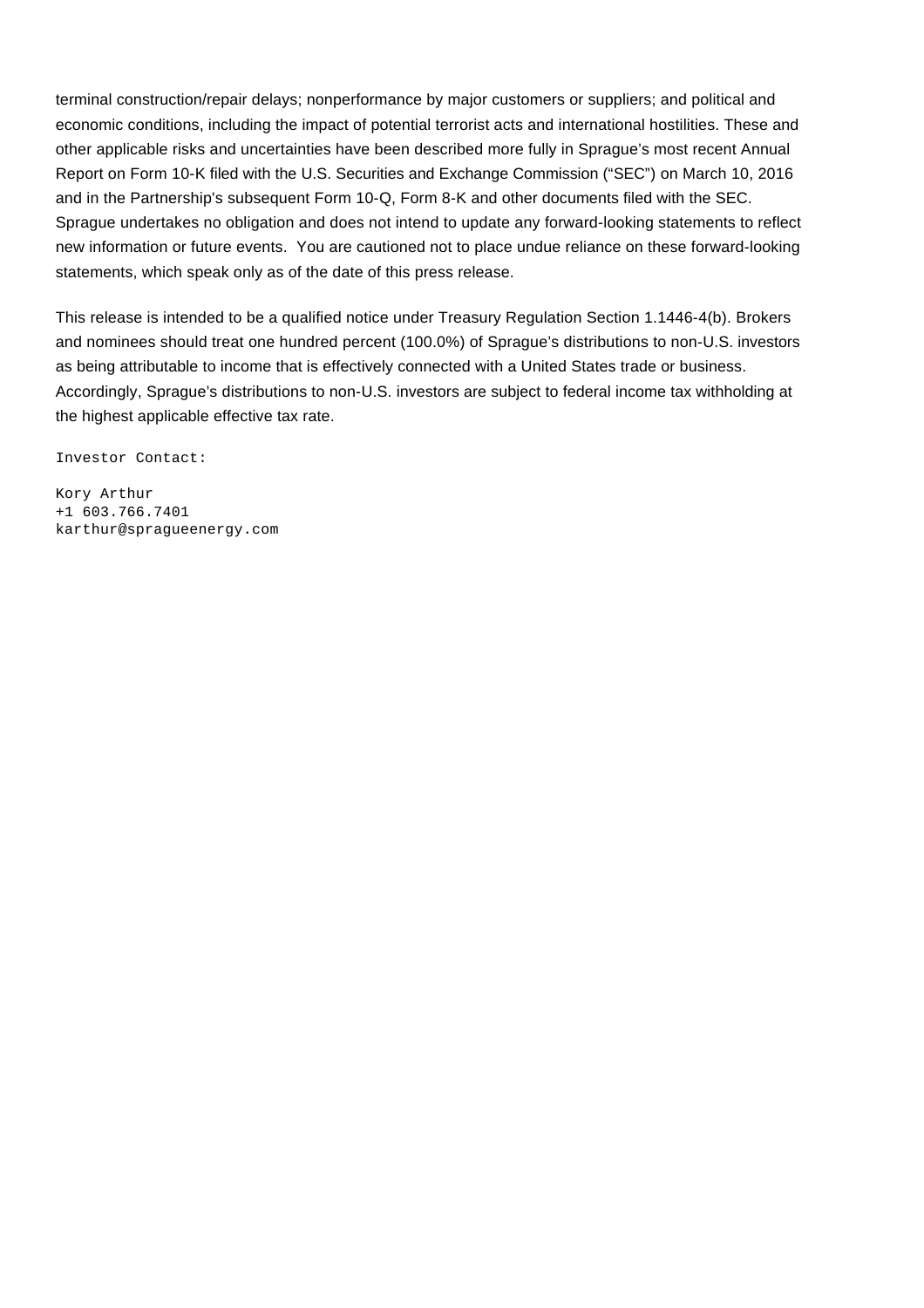terminal construction/repair delays; nonperformance by major customers or suppliers; and political and economic conditions, including the impact of potential terrorist acts and international hostilities. These and other applicable risks and uncertainties have been described more fully in Sprague's most recent Annual Report on Form 10-K filed with the U.S. Securities and Exchange Commission ("SEC") on March 10, 2016 and in the Partnership's subsequent Form 10-Q, Form 8-K and other documents filed with the SEC. Sprague undertakes no obligation and does not intend to update any forward-looking statements to reflect new information or future events. You are cautioned not to place undue reliance on these forward-looking statements, which speak only as of the date of this press release.

This release is intended to be a qualified notice under Treasury Regulation Section 1.1446-4(b). Brokers and nominees should treat one hundred percent (100.0%) of Sprague's distributions to non-U.S. investors as being attributable to income that is effectively connected with a United States trade or business. Accordingly, Sprague's distributions to non-U.S. investors are subject to federal income tax withholding at the highest applicable effective tax rate.

Investor Contact:

Kory Arthur
+1 603.766.7401
karthur@spragueenergy.com